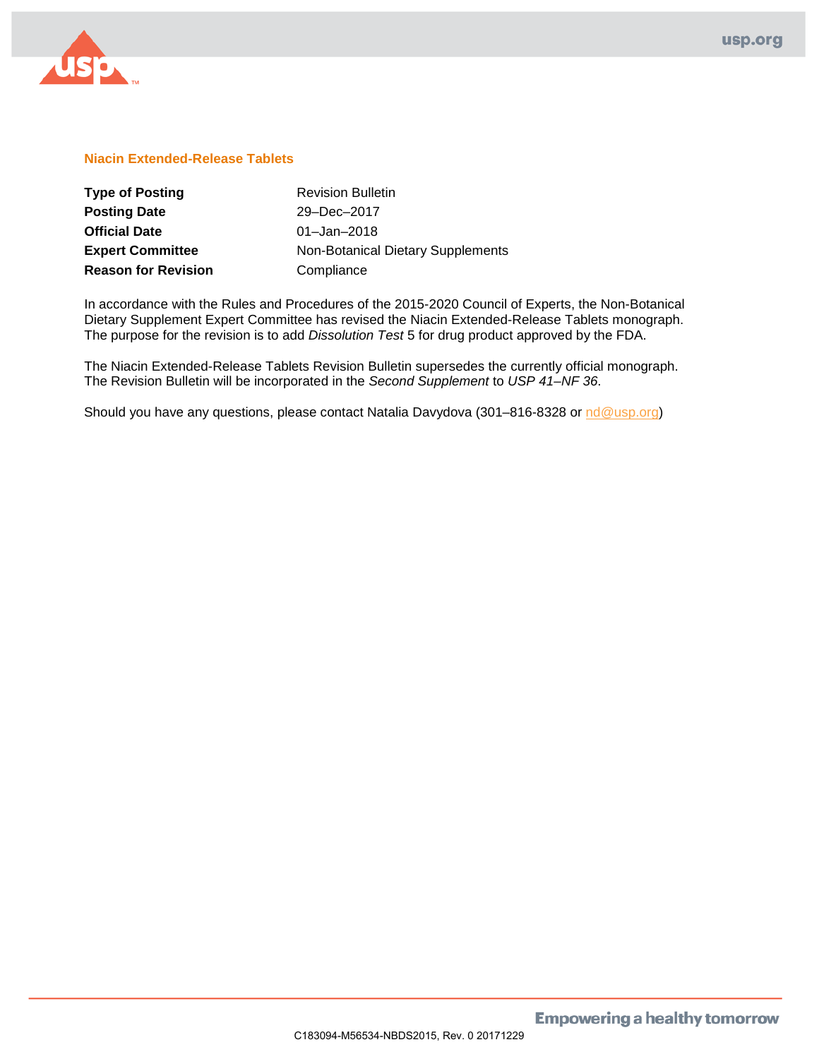## Niacin Extended-Release Tablets

| | |
|---|---|
| **Type of Posting** | Revision Bulletin |
| **Posting Date** | 29–Dec–2017 |
| **Official Date** | 01–Jan–2018 |
| **Expert Committee** | Non-Botanical Dietary Supplements |
| **Reason for Revision** | Compliance |

In accordance with the Rules and Procedures of the 2015-2020 Council of Experts, the Non-Botanical Dietary Supplement Expert Committee has revised the Niacin Extended-Release Tablets monograph. The purpose for the revision is to add *Dissolution Test* 5 for drug product approved by the FDA.

The Niacin Extended-Release Tablets Revision Bulletin supersedes the currently official monograph. The Revision Bulletin will be incorporated in the *Second Supplement* to *USP 41–NF 36*.

Should you have any questions, please contact Natalia Davydova (301–816-8328 or nd@usp.org)

C183094-M56534-NBDS2015, Rev. 0 20171229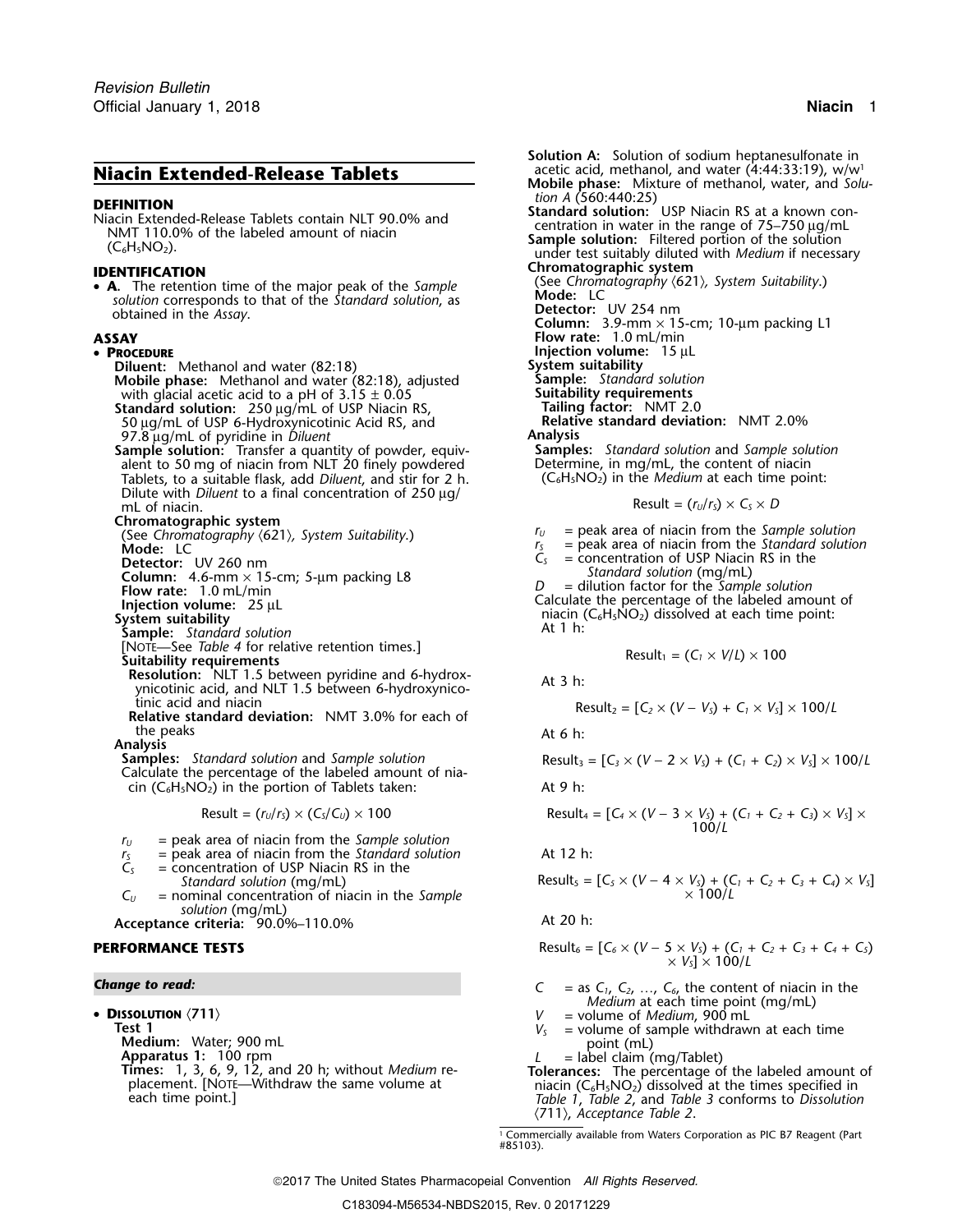# Niacin Extended-Release Tablets

## DEFINITION

Niacin Extended-Release Tablets contain NLT 90.0% and NMT 110.0% of the labeled amount of niacin ($C_6H_5NO_2$).

## IDENTIFICATION

- **A.** The retention time of the major peak of the *Sample solution* corresponds to that of the *Standard solution*, as obtained in the *Assay*.

## ASSAY

- **Procedure**

  **Diluent:** Methanol and water (82:18)

  **Mobile phase:** Methanol and water (82:18), adjusted with glacial acetic acid to a pH of 3.15 ± 0.05

  **Standard solution:** 250 µg/mL of USP Niacin RS, 50 µg/mL of USP 6-Hydroxynicotinic Acid RS, and 97.8 µg/mL of pyridine in *Diluent*

  **Sample solution:** Transfer a quantity of powder, equivalent to 50 mg of niacin from NLT 20 finely powdered Tablets, to a suitable flask, add *Diluent*, and stir for 2 h. Dilute with *Diluent* to a final concentration of 250 µg/mL of niacin.

  **Chromatographic system**

  (See *Chromatography* ⟨621⟩, *System Suitability*.)

  **Mode:** LC

  **Detector:** UV 260 nm

  **Column:** 4.6-mm × 15-cm; 5-µm packing L8

  **Flow rate:** 1.0 mL/min

  **Injection volume:** 25 µL

  **System suitability**

  **Sample:** *Standard solution*

  [Note—See *Table 4* for relative retention times.]

  **Suitability requirements**

  **Resolution:** NLT 1.5 between pyridine and 6-hydroxynicotinic acid, and NLT 1.5 between 6-hydroxynicotinic acid and niacin

  **Relative standard deviation:** NMT 3.0% for each of the peaks

  **Analysis**

  **Samples:** *Standard solution* and *Sample solution*

  Calculate the percentage of the labeled amount of niacin ($C_6H_5NO_2$) in the portion of Tablets taken:

$$\text{Result} = (r_U/r_S) \times (C_S/C_U) \times 100$$

  $r_U$ = peak area of niacin from the *Sample solution*

  $r_S$ = peak area of niacin from the *Standard solution*

  $C_S$ = concentration of USP Niacin RS in the *Standard solution* (mg/mL)

  $C_U$ = nominal concentration of niacin in the *Sample solution* (mg/mL)

  **Acceptance criteria:** 90.0%–110.0%

## PERFORMANCE TESTS

***Change to read:***

- **Dissolution** ⟨711⟩

  **Test 1**

  **Medium:** Water; 900 mL

  **Apparatus 1:** 100 rpm

  **Times:** 1, 3, 6, 9, 12, and 20 h; without *Medium* replacement. [Note—Withdraw the same volume at each time point.]

  **Solution A:** Solution of sodium heptanesulfonate in acetic acid, methanol, and water (4:44:33:19), w/w[1]

  **Mobile phase:** Mixture of methanol, water, and *Solution A* (560:440:25)

  **Standard solution:** USP Niacin RS at a known concentration in water in the range of 75–750 µg/mL

  **Sample solution:** Filtered portion of the solution under test suitably diluted with *Medium* if necessary

  **Chromatographic system**

  (See *Chromatography* ⟨621⟩, *System Suitability*.)

  **Mode:** LC

  **Detector:** UV 254 nm

  **Column:** 3.9-mm × 15-cm; 10-µm packing L1

  **Flow rate:** 1.0 mL/min

  **Injection volume:** 15 µL

  **System suitability**

  **Sample:** *Standard solution*

  **Suitability requirements**

  **Tailing factor:** NMT 2.0

  **Relative standard deviation:** NMT 2.0%

  **Analysis**

  **Samples:** *Standard solution* and *Sample solution*

  Determine, in mg/mL, the content of niacin ($C_6H_5NO_2$) in the *Medium* at each time point:

$$\text{Result} = (r_U/r_S) \times C_S \times D$$

  $r_U$ = peak area of niacin from the *Sample solution*

  $r_S$ = peak area of niacin from the *Standard solution*

  $C_S$ = concentration of USP Niacin RS in the *Standard solution* (mg/mL)

  $D$ = dilution factor for the *Sample solution*

  Calculate the percentage of the labeled amount of niacin ($C_6H_5NO_2$) dissolved at each time point:

  At 1 h:

$$\text{Result}_1 = (C_1 \times V/L) \times 100$$

  At 3 h:

$$\text{Result}_2 = [C_2 \times (V - V_S) + C_1 \times V_S] \times 100/L$$

  At 6 h:

$$\text{Result}_3 = [C_3 \times (V - 2 \times V_S) + (C_1 + C_2) \times V_S] \times 100/L$$

  At 9 h:

$$\text{Result}_4 = [C_4 \times (V - 3 \times V_S) + (C_1 + C_2 + C_3) \times V_S] \times 100/L$$

  At 12 h:

$$\text{Result}_5 = [C_5 \times (V - 4 \times V_S) + (C_1 + C_2 + C_3 + C_4) \times V_S] \times 100/L$$

  At 20 h:

$$\text{Result}_6 = [C_6 \times (V - 5 \times V_S) + (C_1 + C_2 + C_3 + C_4 + C_5) \times V_S] \times 100/L$$

  $C$ = as $C_1$, $C_2$, …, $C_6$, the content of niacin in the *Medium* at each time point (mg/mL)

  $V$ = volume of *Medium*, 900 mL

  $V_S$ = volume of sample withdrawn at each time point (mL)

  $L$ = label claim (mg/Tablet)

  **Tolerances:** The percentage of the labeled amount of niacin ($C_6H_5NO_2$) dissolved at the times specified in *Table 1*, *Table 2*, and *Table 3* conforms to *Dissolution* ⟨711⟩, *Acceptance Table 2*.

[1] Commercially available from Waters Corporation as PIC B7 Reagent (Part #85103).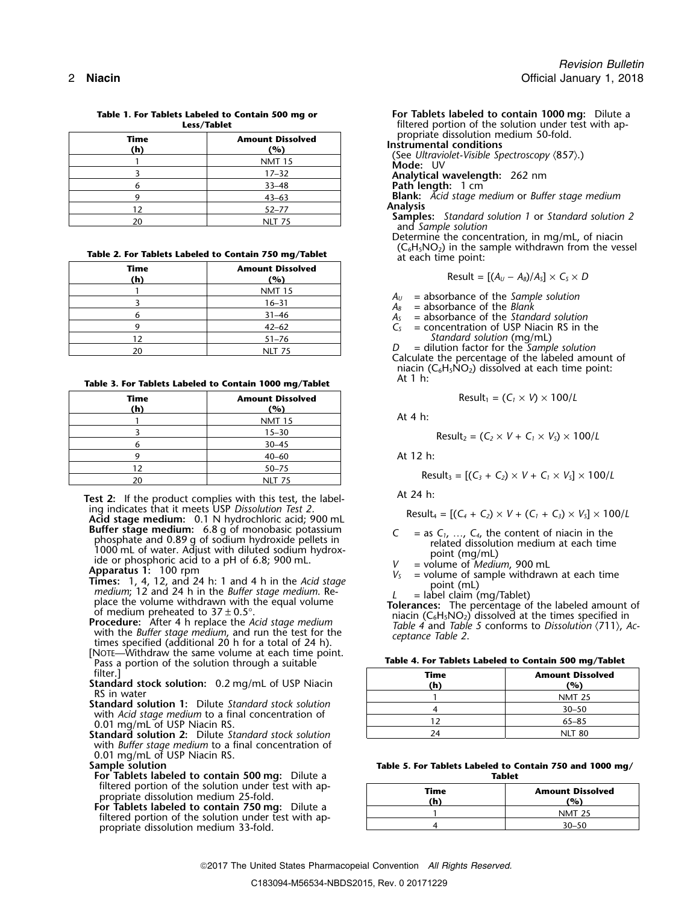**Table 1. For Tablets Labeled to Contain 500 mg or Less/Tablet**

| Time (h) | Amount Dissolved (%) |
|---|---|
| 1 | NMT 15 |
| 3 | 17–32 |
| 6 | 33–48 |
| 9 | 43–63 |
| 12 | 52–77 |
| 20 | NLT 75 |

**Table 2. For Tablets Labeled to Contain 750 mg/Tablet**

| Time (h) | Amount Dissolved (%) |
|---|---|
| 1 | NMT 15 |
| 3 | 16–31 |
| 6 | 31–46 |
| 9 | 42–62 |
| 12 | 51–76 |
| 20 | NLT 75 |

**Table 3. For Tablets Labeled to Contain 1000 mg/Tablet**

| Time (h) | Amount Dissolved (%) |
|---|---|
| 1 | NMT 15 |
| 3 | 15–30 |
| 6 | 30–45 |
| 9 | 40–60 |
| 12 | 50–75 |
| 20 | NLT 75 |

**Test 2:** If the product complies with this test, the labeling indicates that it meets USP *Dissolution Test 2*.

**Acid stage medium:** 0.1 N hydrochloric acid; 900 mL

**Buffer stage medium:** 6.8 g of monobasic potassium phosphate and 0.89 g of sodium hydroxide pellets in 1000 mL of water. Adjust with diluted sodium hydroxide or phosphoric acid to a pH of 6.8; 900 mL.

**Apparatus 1:** 100 rpm

**Times:** 1, 4, 12, and 24 h: 1 and 4 h in the *Acid stage medium*; 12 and 24 h in the *Buffer stage medium*. Replace the volume withdrawn with the equal volume of medium preheated to 37 ± 0.5°.

**Procedure:** After 4 h replace the *Acid stage medium* with the *Buffer stage medium*, and run the test for the times specified (additional 20 h for a total of 24 h).

[NOTE—Withdraw the same volume at each time point. Pass a portion of the solution through a suitable filter.]

**Standard stock solution:** 0.2 mg/mL of USP Niacin RS in water

**Standard solution 1:** Dilute *Standard stock solution* with *Acid stage medium* to a final concentration of 0.01 mg/mL of USP Niacin RS.

**Standard solution 2:** Dilute *Standard stock solution* with *Buffer stage medium* to a final concentration of 0.01 mg/mL of USP Niacin RS.

**Sample solution**

**For Tablets labeled to contain 500 mg:** Dilute a filtered portion of the solution under test with appropriate dissolution medium 25-fold.

**For Tablets labeled to contain 750 mg:** Dilute a filtered portion of the solution under test with appropriate dissolution medium 33-fold.

**For Tablets labeled to contain 1000 mg:** Dilute a filtered portion of the solution under test with appropriate dissolution medium 50-fold.

**Instrumental conditions**

(See *Ultraviolet-Visible Spectroscopy* ⟨857⟩.)

**Mode:** UV

**Analytical wavelength:** 262 nm

**Path length:** 1 cm

**Blank:** *Acid stage medium* or *Buffer stage medium*

**Analysis**

**Samples:** *Standard solution 1* or *Standard solution 2* and *Sample solution*

Determine the concentration, in mg/mL, of niacin ($C_6H_5NO_2$) in the sample withdrawn from the vessel at each time point:

$$\text{Result} = [(A_U - A_B)/A_S] \times C_S \times D$$

$A_U$ = absorbance of the *Sample solution*
$A_B$ = absorbance of the *Blank*
$A_S$ = absorbance of the *Standard solution*
$C_S$ = concentration of USP Niacin RS in the *Standard solution* (mg/mL)
$D$ = dilution factor for the *Sample solution*

Calculate the percentage of the labeled amount of niacin ($C_6H_5NO_2$) dissolved at each time point:

At 1 h:

$$\text{Result}_1 = (C_1 \times V) \times 100/L$$

At 4 h:

$$\text{Result}_2 = (C_2 \times V + C_1 \times V_S) \times 100/L$$

At 12 h:

$$\text{Result}_3 = [(C_3 + C_2) \times V + C_1 \times V_S] \times 100/L$$

At 24 h:

$$\text{Result}_4 = [(C_4 + C_2) \times V + (C_1 + C_3) \times V_S] \times 100/L$$

$C$ = as $C_1$, …, $C_4$, the content of niacin in the related dissolution medium at each time point (mg/mL)
$V$ = volume of *Medium*, 900 mL
$V_S$ = volume of sample withdrawn at each time point (mL)
$L$ = label claim (mg/Tablet)

**Tolerances:** The percentage of the labeled amount of niacin ($C_6H_5NO_2$) dissolved at the times specified in *Table 4* and *Table 5* conforms to *Dissolution* ⟨711⟩, *Acceptance Table 2*.

**Table 4. For Tablets Labeled to Contain 500 mg/Tablet**

| Time (h) | Amount Dissolved (%) |
|---|---|
| 1 | NMT 25 |
| 4 | 30–50 |
| 12 | 65–85 |
| 24 | NLT 80 |

**Table 5. For Tablets Labeled to Contain 750 and 1000 mg/Tablet**

| Time (h) | Amount Dissolved (%) |
|---|---|
| 1 | NMT 25 |
| 4 | 30–50 |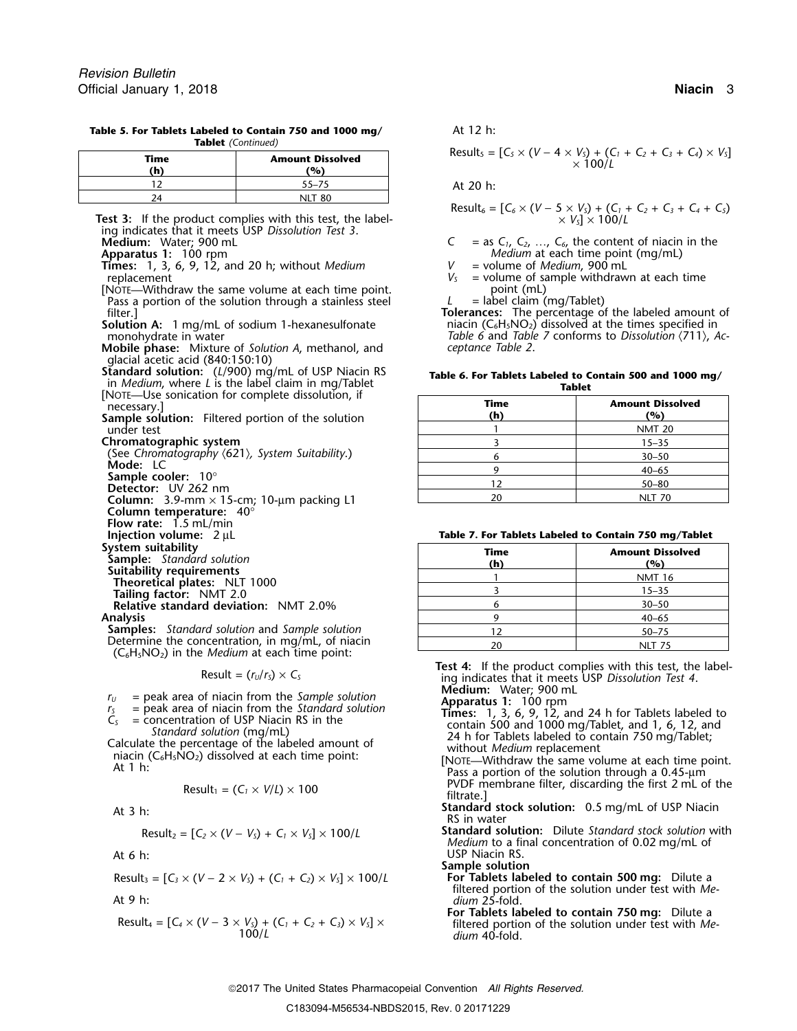**Table 5. For Tablets Labeled to Contain 750 and 1000 mg/Tablet** *(Continued)*

| Time (h) | Amount Dissolved (%) |
|---|---|
| 12 | 55–75 |
| 24 | NLT 80 |

**Test 3:** If the product complies with this test, the labeling indicates that it meets USP *Dissolution Test 3*.

**Medium:** Water; 900 mL

**Apparatus 1:** 100 rpm

**Times:** 1, 3, 6, 9, 12, and 20 h; without *Medium* replacement

[NOTE—Withdraw the same volume at each time point. Pass a portion of the solution through a stainless steel filter.]

**Solution A:** 1 mg/mL of sodium 1-hexanesulfonate monohydrate in water

**Mobile phase:** Mixture of *Solution A*, methanol, and glacial acetic acid (840:150:10)

**Standard solution:** ($L$/900) mg/mL of USP Niacin RS in *Medium*, where $L$ is the label claim in mg/Tablet

[NOTE—Use sonication for complete dissolution, if necessary.]

**Sample solution:** Filtered portion of the solution under test

**Chromatographic system**

(See *Chromatography* ⟨621⟩*, System Suitability*.)

**Mode:** LC

**Sample cooler:** 10°

**Detector:** UV 262 nm

**Column:** 3.9-mm × 15-cm; 10-µm packing L1

**Column temperature:** 40°

**Flow rate:** 1.5 mL/min

**Injection volume:** 2 µL

**System suitability**

**Sample:** *Standard solution*

**Suitability requirements**

**Theoretical plates:** NLT 1000

**Tailing factor:** NMT 2.0

**Relative standard deviation:** NMT 2.0%

**Analysis**

**Samples:** *Standard solution* and *Sample solution*

Determine the concentration, in mg/mL, of niacin ($C_6H_5NO_2$) in the *Medium* at each time point:

$$\text{Result} = (r_U/r_S) \times C_S$$

$r_U$ = peak area of niacin from the *Sample solution*

$r_S$ = peak area of niacin from the *Standard solution*

$C_S$ = concentration of USP Niacin RS in the *Standard solution* (mg/mL)

Calculate the percentage of the labeled amount of niacin ($C_6H_5NO_2$) dissolved at each time point:

At 1 h:

$$\text{Result}_1 = (C_1 \times V/L) \times 100$$

At 3 h:

$$\text{Result}_2 = [C_2 \times (V - V_S) + C_1 \times V_S] \times 100/L$$

At 6 h:

$$\text{Result}_3 = [C_3 \times (V - 2 \times V_S) + (C_1 + C_2) \times V_S] \times 100/L$$

At 9 h:

$$\text{Result}_4 = [C_4 \times (V - 3 \times V_S) + (C_1 + C_2 + C_3) \times V_S] \times 100/L$$

At 12 h:

$$\text{Result}_5 = [C_5 \times (V - 4 \times V_S) + (C_1 + C_2 + C_3 + C_4) \times V_S] \times 100/L$$

At 20 h:

$$\text{Result}_6 = [C_6 \times (V - 5 \times V_S) + (C_1 + C_2 + C_3 + C_4 + C_5) \times V_S] \times 100/L$$

$C$ = as $C_1$, $C_2$, …, $C_6$, the content of niacin in the *Medium* at each time point (mg/mL)

$V$ = volume of *Medium*, 900 mL

$V_S$ = volume of sample withdrawn at each time point (mL)

$L$ = label claim (mg/Tablet)

**Tolerances:** The percentage of the labeled amount of niacin ($C_6H_5NO_2$) dissolved at the times specified in *Table 6* and *Table 7* conforms to *Dissolution* ⟨711⟩*, Acceptance Table 2*.

**Table 6. For Tablets Labeled to Contain 500 and 1000 mg/Tablet**

| Time (h) | Amount Dissolved (%) |
|---|---|
| 1 | NMT 20 |
| 3 | 15–35 |
| 6 | 30–50 |
| 9 | 40–65 |
| 12 | 50–80 |
| 20 | NLT 70 |

**Table 7. For Tablets Labeled to Contain 750 mg/Tablet**

| Time (h) | Amount Dissolved (%) |
|---|---|
| 1 | NMT 16 |
| 3 | 15–35 |
| 6 | 30–50 |
| 9 | 40–65 |
| 12 | 50–75 |
| 20 | NLT 75 |

**Test 4:** If the product complies with this test, the labeling indicates that it meets USP *Dissolution Test 4*.

**Medium:** Water; 900 mL

**Apparatus 1:** 100 rpm

**Times:** 1, 3, 6, 9, 12, and 24 h for Tablets labeled to contain 500 and 1000 mg/Tablet, and 1, 6, 12, and 24 h for Tablets labeled to contain 750 mg/Tablet; without *Medium* replacement

[NOTE—Withdraw the same volume at each time point. Pass a portion of the solution through a 0.45-µm PVDF membrane filter, discarding the first 2 mL of the filtrate.]

**Standard stock solution:** 0.5 mg/mL of USP Niacin RS in water

**Standard solution:** Dilute *Standard stock solution* with *Medium* to a final concentration of 0.02 mg/mL of USP Niacin RS.

**Sample solution**

**For Tablets labeled to contain 500 mg:** Dilute a filtered portion of the solution under test with *Medium* 25-fold.

**For Tablets labeled to contain 750 mg:** Dilute a filtered portion of the solution under test with *Medium* 40-fold.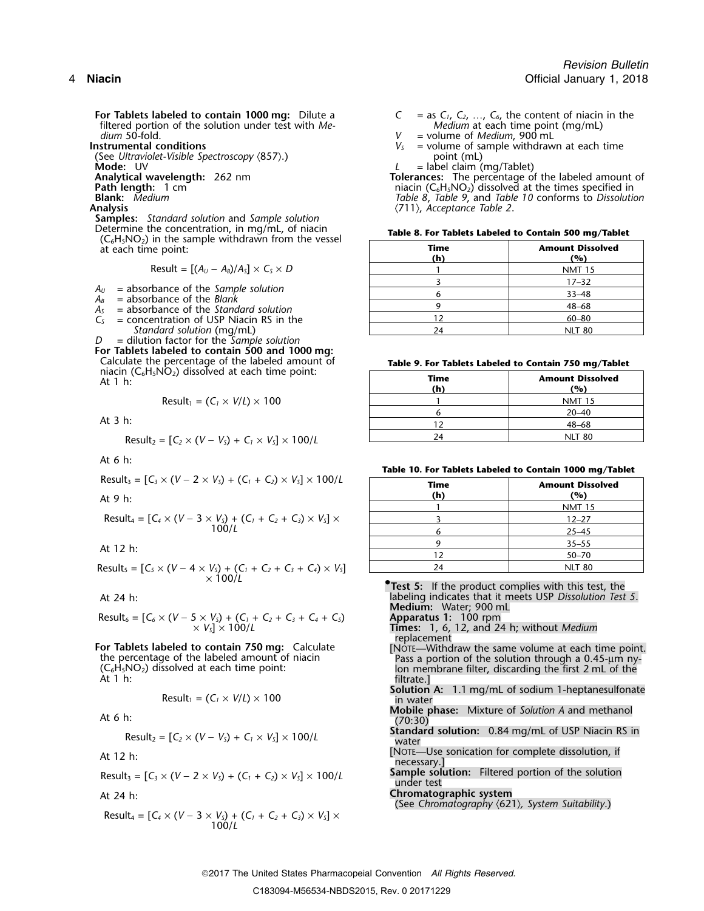**For Tablets labeled to contain 1000 mg:** Dilute a filtered portion of the solution under test with *Medium* 50-fold.

**Instrumental conditions**

(See *Ultraviolet-Visible Spectroscopy* ⟨857⟩.)

**Mode:** UV

**Analytical wavelength:** 262 nm

**Path length:** 1 cm

**Blank:** *Medium*

**Analysis**

**Samples:** *Standard solution* and *Sample solution*

Determine the concentration, in mg/mL, of niacin ($C_6H_5NO_2$) in the sample withdrawn from the vessel at each time point:

$$\text{Result} = [(A_U - A_B)/A_S] \times C_S \times D$$

$A_U$ = absorbance of the *Sample solution*
$A_B$ = absorbance of the *Blank*
$A_S$ = absorbance of the *Standard solution*
$C_S$ = concentration of USP Niacin RS in the *Standard solution* (mg/mL)
$D$ = dilution factor for the *Sample solution*

**For Tablets labeled to contain 500 and 1000 mg:** Calculate the percentage of the labeled amount of niacin ($C_6H_5NO_2$) dissolved at each time point:

At 1 h:

$$\text{Result}_1 = (C_1 \times V/L) \times 100$$

At 3 h:

$$\text{Result}_2 = [C_2 \times (V - V_S) + C_1 \times V_S] \times 100/L$$

At 6 h:

$$\text{Result}_3 = [C_3 \times (V - 2 \times V_S) + (C_1 + C_2) \times V_S] \times 100/L$$

At 9 h:

$$\text{Result}_4 = [C_4 \times (V - 3 \times V_S) + (C_1 + C_2 + C_3) \times V_S] \times 100/L$$

At 12 h:

$$\text{Result}_5 = [C_5 \times (V - 4 \times V_S) + (C_1 + C_2 + C_3 + C_4) \times V_S] \times 100/L$$

At 24 h:

$$\text{Result}_6 = [C_6 \times (V - 5 \times V_S) + (C_1 + C_2 + C_3 + C_4 + C_5) \times V_S] \times 100/L$$

**For Tablets labeled to contain 750 mg:** Calculate the percentage of the labeled amount of niacin ($C_6H_5NO_2$) dissolved at each time point:

At 1 h:

$$\text{Result}_1 = (C_1 \times V/L) \times 100$$

At 6 h:

$$\text{Result}_2 = [C_2 \times (V - V_S) + C_1 \times V_S] \times 100/L$$

At 12 h:

$$\text{Result}_3 = [C_3 \times (V - 2 \times V_S) + (C_1 + C_2) \times V_S] \times 100/L$$

At 24 h:

$$\text{Result}_4 = [C_4 \times (V - 3 \times V_S) + (C_1 + C_2 + C_3) \times V_S] \times 100/L$$

$C$ = as $C_1$, $C_2$, …, $C_6$, the content of niacin in the *Medium* at each time point (mg/mL)
$V$ = volume of *Medium*, 900 mL
$V_S$ = volume of sample withdrawn at each time point (mL)
$L$ = label claim (mg/Tablet)

**Tolerances:** The percentage of the labeled amount of niacin ($C_6H_5NO_2$) dissolved at the times specified in *Table 8*, *Table 9*, and *Table 10* conforms to *Dissolution* ⟨711⟩, *Acceptance Table 2*.

**Table 8. For Tablets Labeled to Contain 500 mg/Tablet**

| Time (h) | Amount Dissolved (%) |
|---|---|
| 1 | NMT 15 |
| 3 | 17–32 |
| 6 | 33–48 |
| 9 | 48–68 |
| 12 | 60–80 |
| 24 | NLT 80 |

**Table 9. For Tablets Labeled to Contain 750 mg/Tablet**

| Time (h) | Amount Dissolved (%) |
|---|---|
| 1 | NMT 15 |
| 6 | 20–40 |
| 12 | 48–68 |
| 24 | NLT 80 |

**Table 10. For Tablets Labeled to Contain 1000 mg/Tablet**

| Time (h) | Amount Dissolved (%) |
|---|---|
| 1 | NMT 15 |
| 3 | 12–27 |
| 6 | 25–45 |
| 9 | 35–55 |
| 12 | 50–70 |
| 24 | NLT 80 |

•**Test 5:** If the product complies with this test, the labeling indicates that it meets USP *Dissolution Test 5*.

**Medium:** Water; 900 mL

**Apparatus 1:** 100 rpm

**Times:** 1, 6, 12, and 24 h; without *Medium* replacement

[NOTE—Withdraw the same volume at each time point. Pass a portion of the solution through a 0.45-µm nylon membrane filter, discarding the first 2 mL of the filtrate.]

**Solution A:** 1.1 mg/mL of sodium 1-heptanesulfonate in water

**Mobile phase:** Mixture of *Solution A* and methanol (70:30)

**Standard solution:** 0.84 mg/mL of USP Niacin RS in water

[NOTE—Use sonication for complete dissolution, if necessary.]

**Sample solution:** Filtered portion of the solution under test

**Chromatographic system**

(See *Chromatography* ⟨621⟩, *System Suitability*.)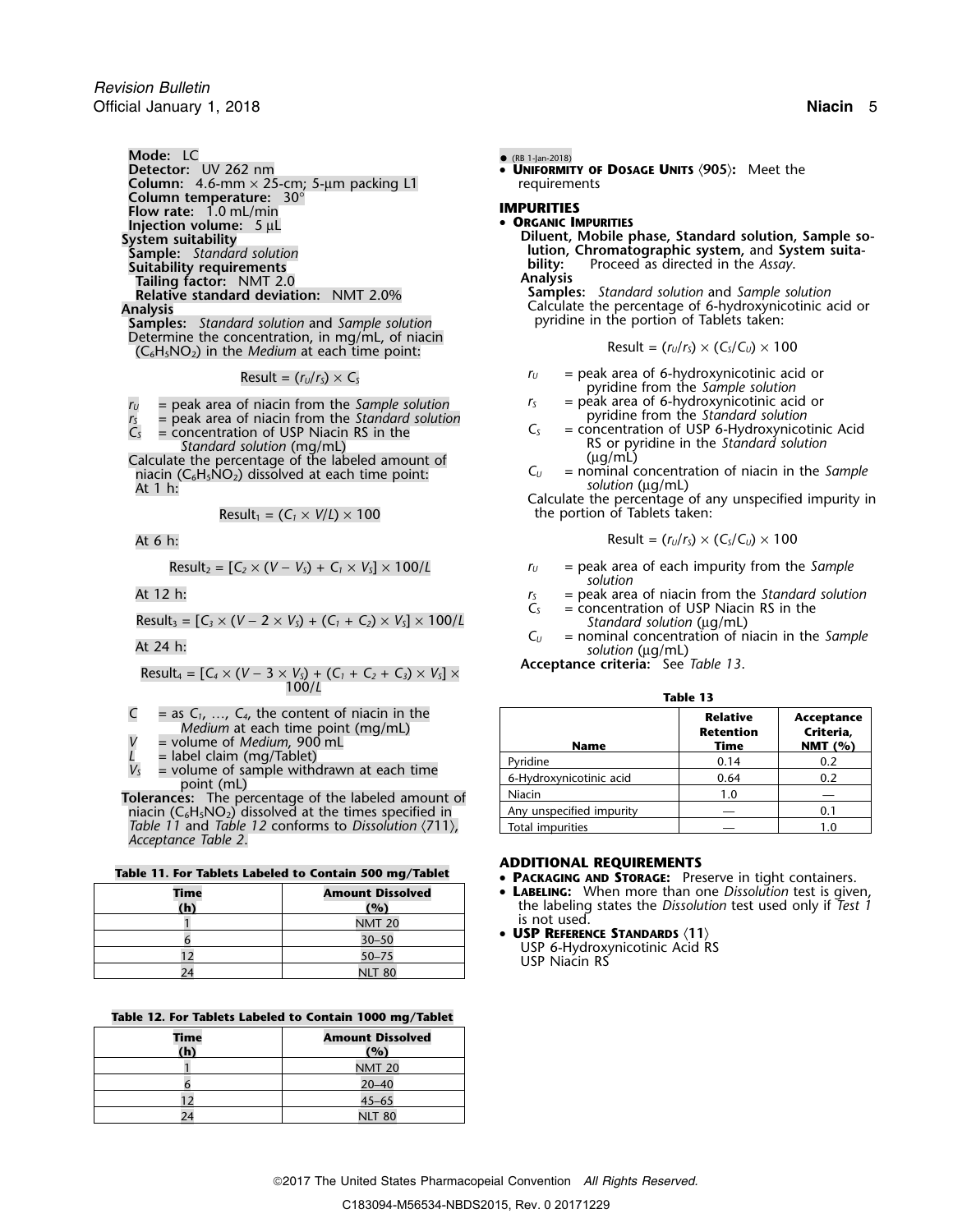**Mode:** LC
**Detector:** UV 262 nm
**Column:** 4.6-mm × 25-cm; 5-µm packing L1
**Column temperature:** 30°
**Flow rate:** 1.0 mL/min
**Injection volume:** 5 µL

**System suitability**

**Sample:** *Standard solution*

**Suitability requirements**

**Tailing factor:** NMT 2.0

**Relative standard deviation:** NMT 2.0%

**Analysis**

**Samples:** *Standard solution* and *Sample solution*

Determine the concentration, in mg/mL, of niacin ($C_6H_5NO_2$) in the *Medium* at each time point:

$$\text{Result} = (r_U/r_S) \times C_S$$

$r_U$ = peak area of niacin from the *Sample solution*
$r_S$ = peak area of niacin from the *Standard solution*
$C_S$ = concentration of USP Niacin RS in the *Standard solution* (mg/mL)

Calculate the percentage of the labeled amount of niacin ($C_6H_5NO_2$) dissolved at each time point:

At 1 h:

$$\text{Result}_1 = (C_1 \times V/L) \times 100$$

At 6 h:

$$\text{Result}_2 = [C_2 \times (V - V_S) + C_1 \times V_S] \times 100/L$$

At 12 h:

$$\text{Result}_3 = [C_3 \times (V - 2 \times V_S) + (C_1 + C_2) \times V_S] \times 100/L$$

At 24 h:

$$\text{Result}_4 = [C_4 \times (V - 3 \times V_S) + (C_1 + C_2 + C_3) \times V_S] \times 100/L$$

$C$ = as $C_1, \ldots, C_4$, the content of niacin in the *Medium* at each time point (mg/mL)
$V$ = volume of *Medium*, 900 mL
$L$ = label claim (mg/Tablet)
$V_S$ = volume of sample withdrawn at each time point (mL)

**Tolerances:** The percentage of the labeled amount of niacin ($C_6H_5NO_2$) dissolved at the times specified in *Table 11* and *Table 12* conforms to *Dissolution* ⟨711⟩, *Acceptance Table 2*.

**Table 11. For Tablets Labeled to Contain 500 mg/Tablet**

| Time (h) | Amount Dissolved (%) |
|---|---|
| 1 | NMT 20 |
| 6 | 30–50 |
| 12 | 50–75 |
| 24 | NLT 80 |

**Table 12. For Tablets Labeled to Contain 1000 mg/Tablet**

| Time (h) | Amount Dissolved (%) |
|---|---|
| 1 | NMT 20 |
| 6 | 20–40 |
| 12 | 45–65 |
| 24 | NLT 80 |

● (RB 1-Jan-2018)

- **Uniformity of Dosage Units** ⟨905⟩**:** Meet the requirements

## IMPURITIES

- **Organic Impurities**

**Diluent, Mobile phase, Standard solution, Sample solution, Chromatographic system,** and **System suitability:** Proceed as directed in the *Assay*.

**Analysis**

**Samples:** *Standard solution* and *Sample solution*

Calculate the percentage of 6-hydroxynicotinic acid or pyridine in the portion of Tablets taken:

$$\text{Result} = (r_U/r_S) \times (C_S/C_U) \times 100$$

$r_U$ = peak area of 6-hydroxynicotinic acid or pyridine from the *Sample solution*
$r_S$ = peak area of 6-hydroxynicotinic acid or pyridine from the *Standard solution*
$C_S$ = concentration of USP 6-Hydroxynicotinic Acid RS or pyridine in the *Standard solution* (µg/mL)
$C_U$ = nominal concentration of niacin in the *Sample solution* (µg/mL)

Calculate the percentage of any unspecified impurity in the portion of Tablets taken:

$$\text{Result} = (r_U/r_S) \times (C_S/C_U) \times 100$$

$r_U$ = peak area of each impurity from the *Sample solution*
$r_S$ = peak area of niacin from the *Standard solution*
$C_S$ = concentration of USP Niacin RS in the *Standard solution* (µg/mL)
$C_U$ = nominal concentration of niacin in the *Sample solution* (µg/mL)

**Acceptance criteria:** See *Table 13*.

**Table 13**

| Name | Relative Retention Time | Acceptance Criteria, NMT (%) |
|---|---|---|
| Pyridine | 0.14 | 0.2 |
| 6-Hydroxynicotinic acid | 0.64 | 0.2 |
| Niacin | 1.0 | — |
| Any unspecified impurity | — | 0.1 |
| Total impurities | — | 1.0 |

## ADDITIONAL REQUIREMENTS

- **Packaging and Storage:** Preserve in tight containers.
- **Labeling:** When more than one *Dissolution* test is given, the labeling states the *Dissolution* test used only if *Test 1* is not used.
- **USP Reference Standards** ⟨11⟩
  USP 6-Hydroxynicotinic Acid RS
  USP Niacin RS